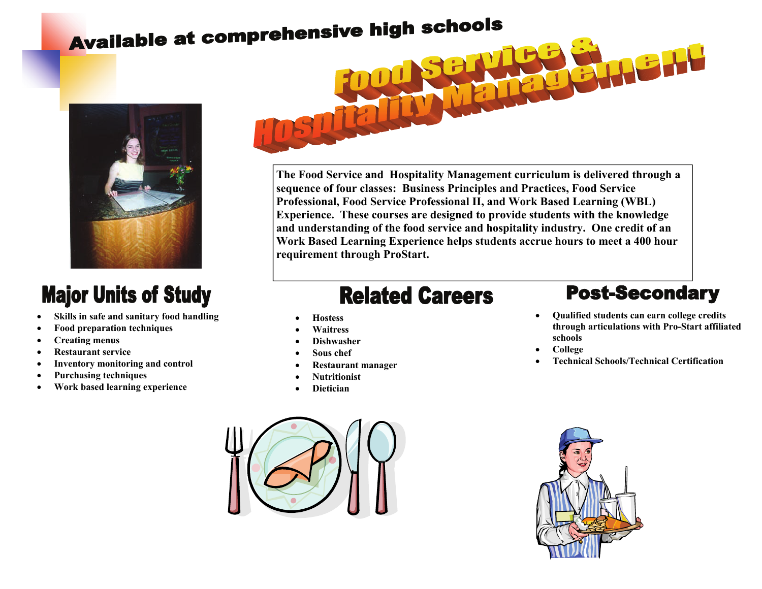Available at comprehensive high schools

# Food Service & Hospitality Management

**The Food Service and Hospitality Management curriculum is delivered through a sequence of four classes: Business Principles and Practices, Food Service Professional, Food Service Professional II, and Work Based Learning (WBL) Experience. These courses are designed to provide students with the knowledge and understanding of the food service and hospitality industry. One credit of an Work Based Learning Experience helps students accrue hours to meet a 400 hour requirement through ProStart.**

## Major Units of Study

- **Skills in safe and sanitary food handling**
- **Food preparation techniques**
- **Creating menus**
- **Restaurant service**
- **Inventory monitoring and control**
- **Purchasing techniques**
- **Work based learning experience**

## Related Careers

- **Hostess**
- **Waitress**
- **Dishwasher**
- **Sous chef**
- **Restaurant manager**
- **Nutritionist**
- **Dietician**

## Post-Secondary

- **Qualified students can earn college credits through articulations with Pro-Start affiliated schools**
- **College**
- **Technical Schools/Technical Certification**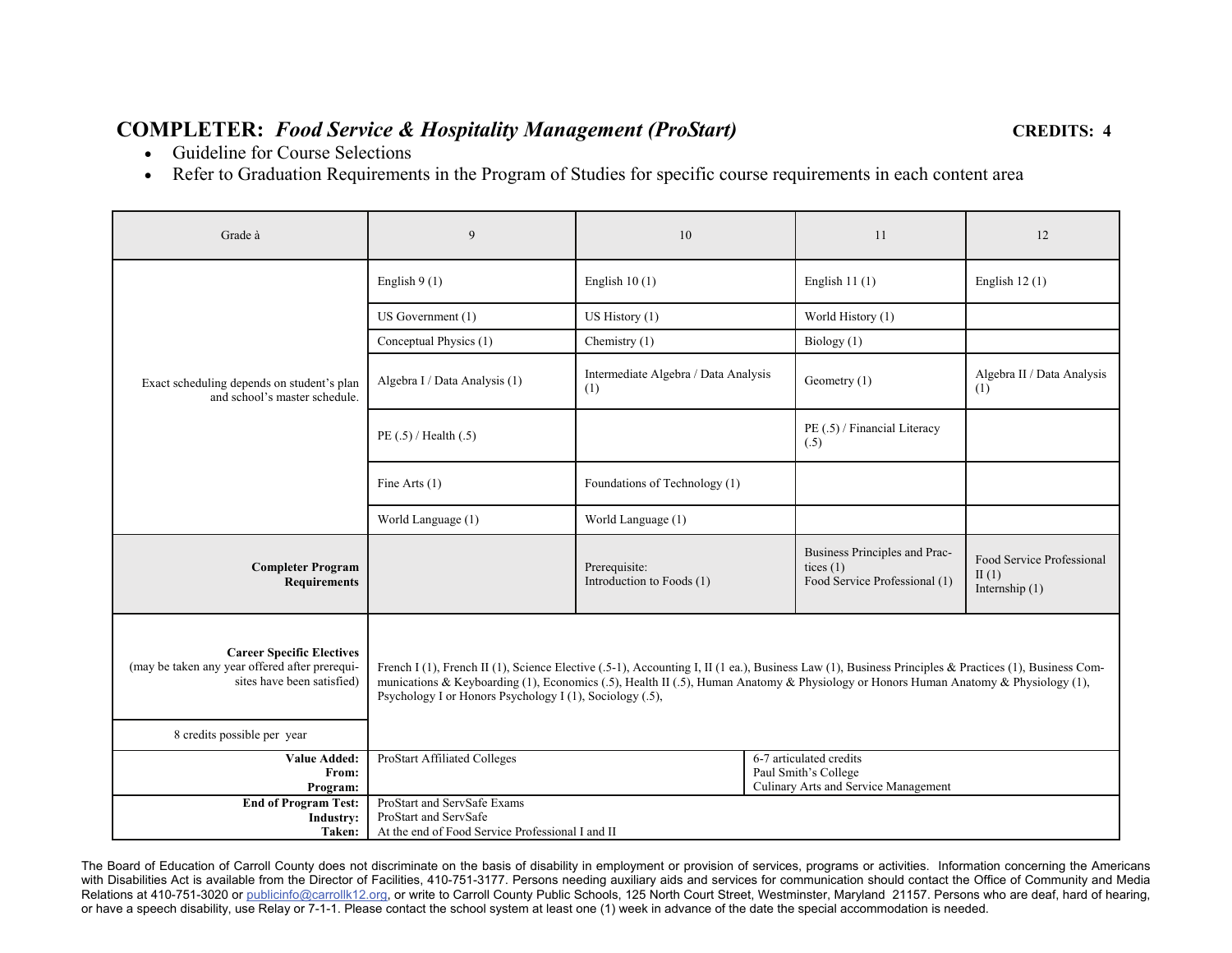## COMPLETER: *Food Service & Hospitality Management (ProStart)* **CREDITS: 4**

- Guideline for Course Selections
- Refer to Graduation Requirements in the Program of Studies for specific course requirements in each content area

| Grade à | 9 | 10 | 11 | 12 |
|---|---|---|---|---|
| Exact scheduling depends on student's plan and school's master schedule. | English 9 (1) | English 10 (1) | English 11 (1) | English 12 (1) |
| | US Government (1) | US History (1) | World History (1) | |
| | Conceptual Physics (1) | Chemistry (1) | Biology (1) | |
| | Algebra I / Data Analysis (1) | Intermediate Algebra / Data Analysis (1) | Geometry (1) | Algebra II / Data Analysis (1) |
| | PE (.5) / Health (.5) | | PE (.5) / Financial Literacy (.5) | |
| | Fine Arts (1) | Foundations of Technology (1) | | |
| | World Language (1) | World Language (1) | | |
| **Completer Program Requirements** | | Prerequisite:<br>Introduction to Foods (1) | Business Principles and Practices (1)<br>Food Service Professional (1) | Food Service Professional II (1)<br>Internship (1) |
| **Career Specific Electives** (may be taken any year offered after prerequisites have been satisfied) | French I (1), French II (1), Science Elective (.5-1), Accounting I, II (1 ea.), Business Law (1), Business Principles & Practices (1), Business Communications & Keyboarding (1), Economics (.5), Health II (.5), Human Anatomy & Physiology or Honors Human Anatomy & Physiology (1), Psychology I or Honors Psychology I (1), Sociology (.5), | | | |
| 8 credits possible per year | | | | |
| **Value Added: From: Program:** | ProStart Affiliated Colleges | | 6-7 articulated credits<br>Paul Smith's College<br>Culinary Arts and Service Management | |
| **End of Program Test: Industry: Taken:** | ProStart and ServSafe Exams<br>ProStart and ServSafe<br>At the end of Food Service Professional I and II | | | |

The Board of Education of Carroll County does not discriminate on the basis of disability in employment or provision of services, programs or activities. Information concerning the Americans with Disabilities Act is available from the Director of Facilities, 410-751-3177. Persons needing auxiliary aids and services for communication should contact the Office of Community and Media Relations at 410-751-3020 or publicinfo@carrollk12.org, or write to Carroll County Public Schools, 125 North Court Street, Westminster, Maryland 21157. Persons who are deaf, hard of hearing, or have a speech disability, use Relay or 7-1-1. Please contact the school system at least one (1) week in advance of the date the special accommodation is needed.